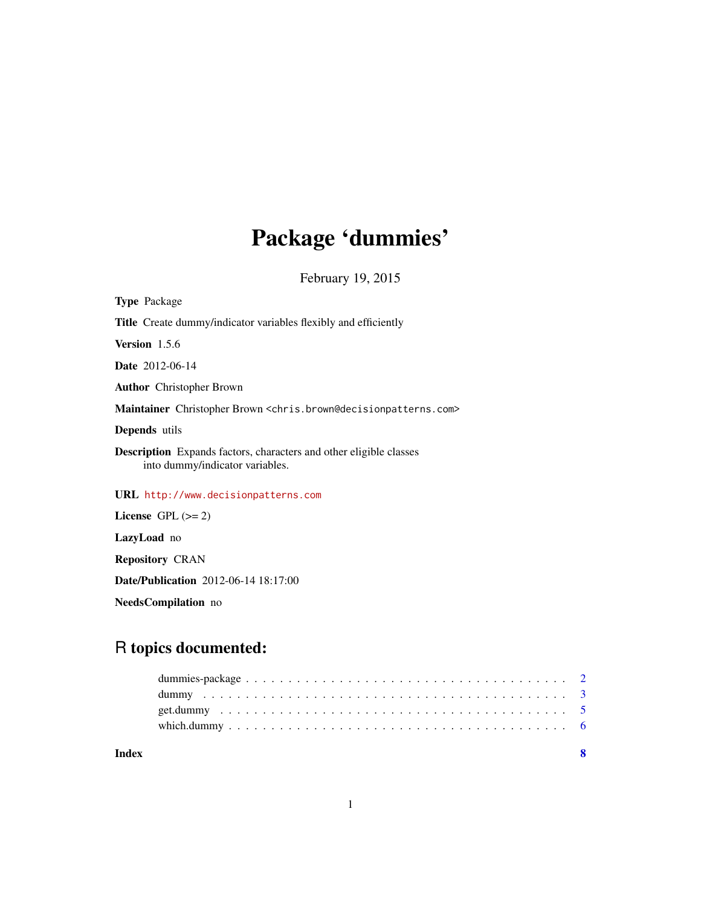# Package 'dummies'

February 19, 2015

**Type** Package

**Title** Create dummy/indicator variables flexibly and efficiently

**Version** 1.5.6

**Date** 2012-06-14

**Author** Christopher Brown

**Maintainer** Christopher Brown <chris.brown@decisionpatterns.com>

**Depends** utils

**Description** Expands factors, characters and other eligible classes into dummy/indicator variables.

**URL** http://www.decisionpatterns.com

**License** GPL (>= 2)

**LazyLoad** no

**Repository** CRAN

**Date/Publication** 2012-06-14 18:17:00

**NeedsCompilation** no

## R topics documented:

| | |
|---|---|
| dummies-package | 2 |
| dummy | 3 |
| get.dummy | 5 |
| which.dummy | 6 |
| **Index** | **8** |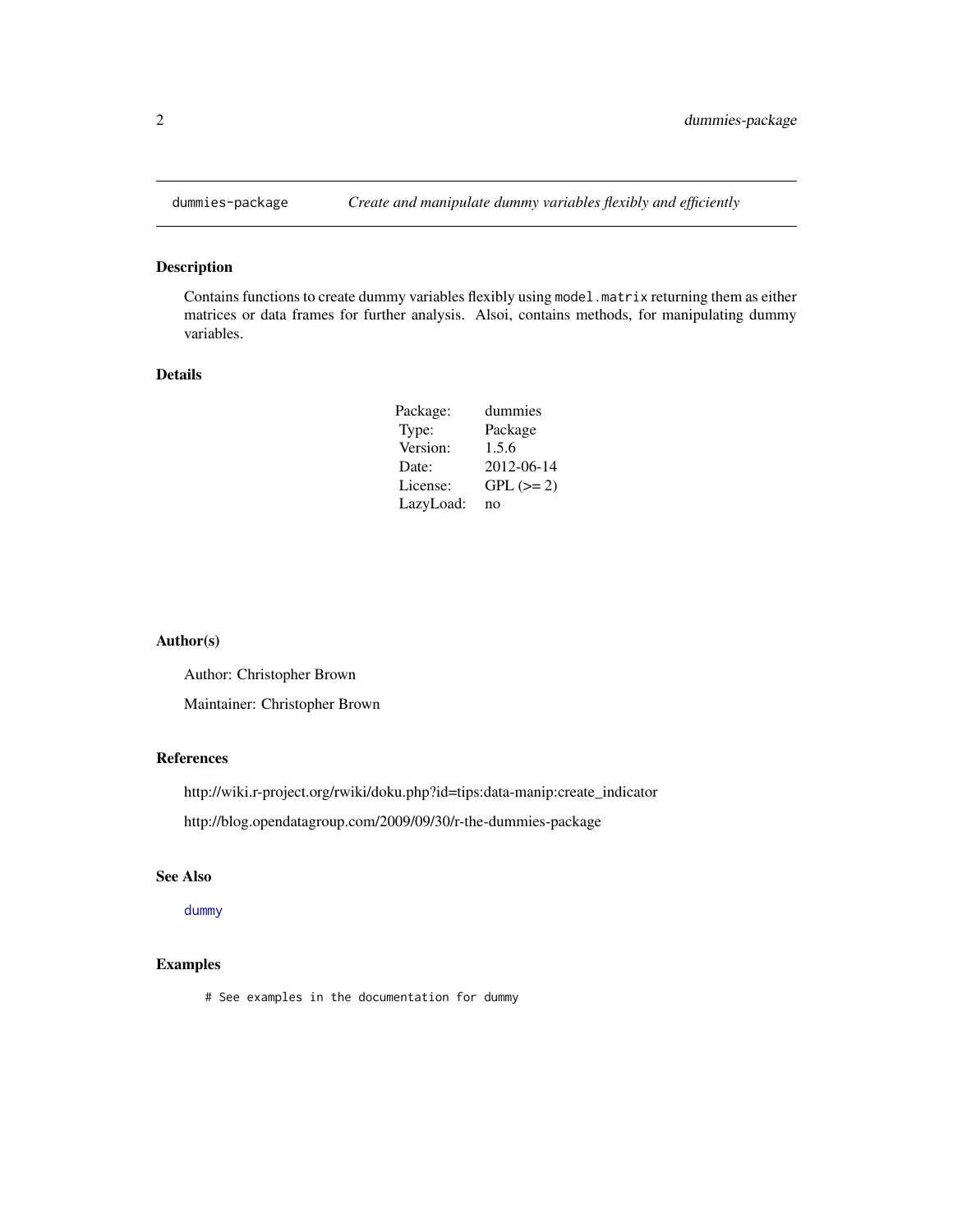# dummies-package — *Create and manipulate dummy variables flexibly and efficiently*

## Description

Contains functions to create dummy variables flexibly using `model.matrix` returning them as either matrices or data frames for further analysis. Alsoi, contains methods, for manipulating dummy variables.

## Details

| | |
|---|---|
| Package: | dummies |
| Type: | Package |
| Version: | 1.5.6 |
| Date: | 2012-06-14 |
| License: | GPL (>= 2) |
| LazyLoad: | no |

## Author(s)

Author: Christopher Brown

Maintainer: Christopher Brown

## References

http://wiki.r-project.org/rwiki/doku.php?id=tips:data-manip:create_indicator

http://blog.opendatagroup.com/2009/09/30/r-the-dummies-package

## See Also

`dummy`

## Examples

```
# See examples in the documentation for dummy
```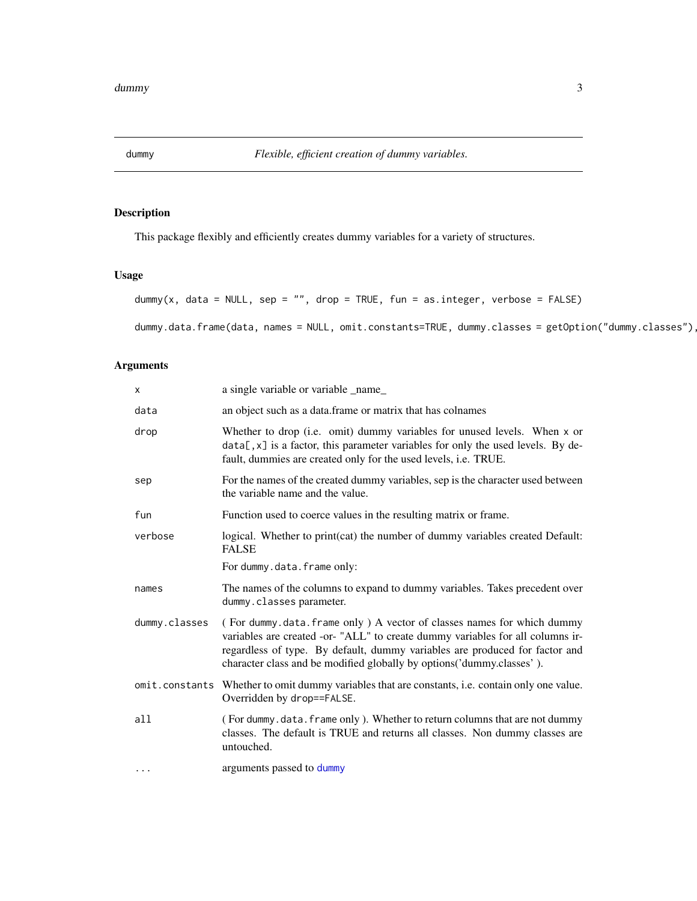dummy *Flexible, efficient creation of dummy variables.*

## Description

This package flexibly and efficiently creates dummy variables for a variety of structures.

## Usage

```
dummy(x, data = NULL, sep = "", drop = TRUE, fun = as.integer, verbose = FALSE)

dummy.data.frame(data, names = NULL, omit.constants=TRUE, dummy.classes = getOption("dummy.classes"),
```

## Arguments

| | |
|---|---|
| `x` | a single variable or variable _name_ |
| `data` | an object such as a data.frame or matrix that has colnames |
| `drop` | Whether to drop (i.e. omit) dummy variables for unused levels. When `x` or `data[,x]` is a factor, this parameter variables for only the used levels. By default, dummies are created only for the used levels, i.e. TRUE. |
| `sep` | For the names of the created dummy variables, sep is the character used between the variable name and the value. |
| `fun` | Function used to coerce values in the resulting matrix or frame. |
| `verbose` | logical. Whether to print(cat) the number of dummy variables created Default: FALSE<br>For `dummy.data.frame` only: |
| `names` | The names of the columns to expand to dummy variables. Takes precedent over `dummy.classes` parameter. |
| `dummy.classes` | ( For `dummy.data.frame` only ) A vector of classes names for which dummy variables are created -or- "ALL" to create dummy variables for all columns irregardless of type. By default, dummy variables are produced for factor and character class and be modified globally by options('dummy.classes' ). |
| `omit.constants` | Whether to omit dummy variables that are constants, i.e. contain only one value. Overridden by `drop==FALSE`. |
| `all` | ( For `dummy.data.frame` only ). Whether to return columns that are not dummy classes. The default is TRUE and returns all classes. Non dummy classes are untouched. |
| `...` | arguments passed to `dummy` |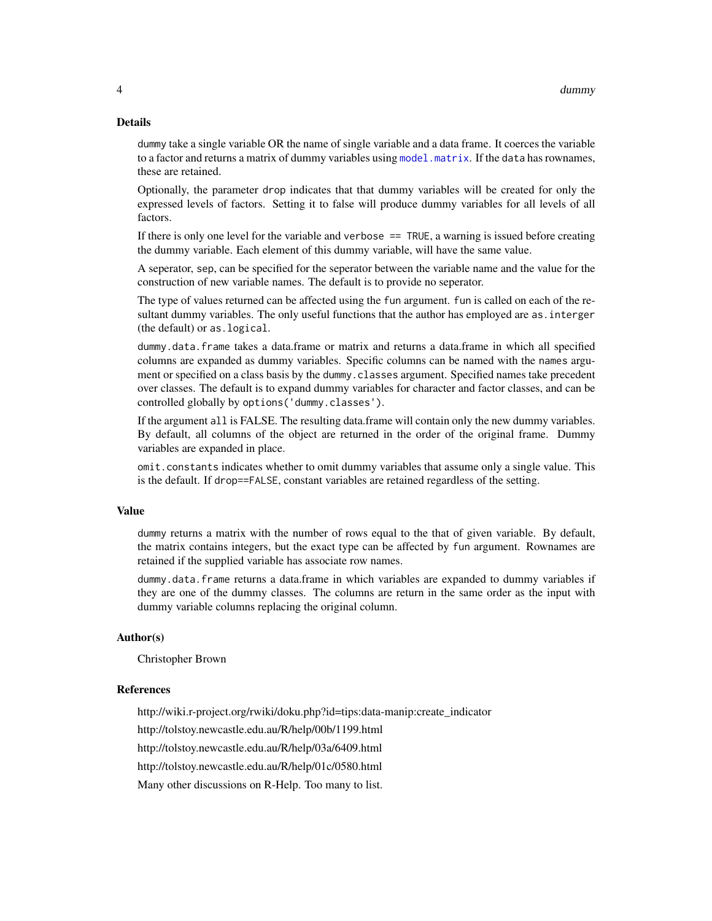## Details

dummy take a single variable OR the name of single variable and a data frame. It coerces the variable to a factor and returns a matrix of dummy variables using model.matrix. If the data has rownames, these are retained.

Optionally, the parameter drop indicates that that dummy variables will be created for only the expressed levels of factors. Setting it to false will produce dummy variables for all levels of all factors.

If there is only one level for the variable and verbose == TRUE, a warning is issued before creating the dummy variable. Each element of this dummy variable, will have the same value.

A seperator, sep, can be specified for the seperator between the variable name and the value for the construction of new variable names. The default is to provide no seperator.

The type of values returned can be affected using the fun argument. fun is called on each of the resultant dummy variables. The only useful functions that the author has employed are as.interger (the default) or as.logical.

dummy.data.frame takes a data.frame or matrix and returns a data.frame in which all specified columns are expanded as dummy variables. Specific columns can be named with the names argument or specified on a class basis by the dummy.classes argument. Specified names take precedent over classes. The default is to expand dummy variables for character and factor classes, and can be controlled globally by options('dummy.classes').

If the argument all is FALSE. The resulting data.frame will contain only the new dummy variables. By default, all columns of the object are returned in the order of the original frame. Dummy variables are expanded in place.

omit.constants indicates whether to omit dummy variables that assume only a single value. This is the default. If drop==FALSE, constant variables are retained regardless of the setting.

## Value

dummy returns a matrix with the number of rows equal to the that of given variable. By default, the matrix contains integers, but the exact type can be affected by fun argument. Rownames are retained if the supplied variable has associate row names.

dummy.data.frame returns a data.frame in which variables are expanded to dummy variables if they are one of the dummy classes. The columns are return in the same order as the input with dummy variable columns replacing the original column.

## Author(s)

Christopher Brown

## References

http://wiki.r-project.org/rwiki/doku.php?id=tips:data-manip:create_indicator

http://tolstoy.newcastle.edu.au/R/help/00b/1199.html

http://tolstoy.newcastle.edu.au/R/help/03a/6409.html

http://tolstoy.newcastle.edu.au/R/help/01c/0580.html

Many other discussions on R-Help. Too many to list.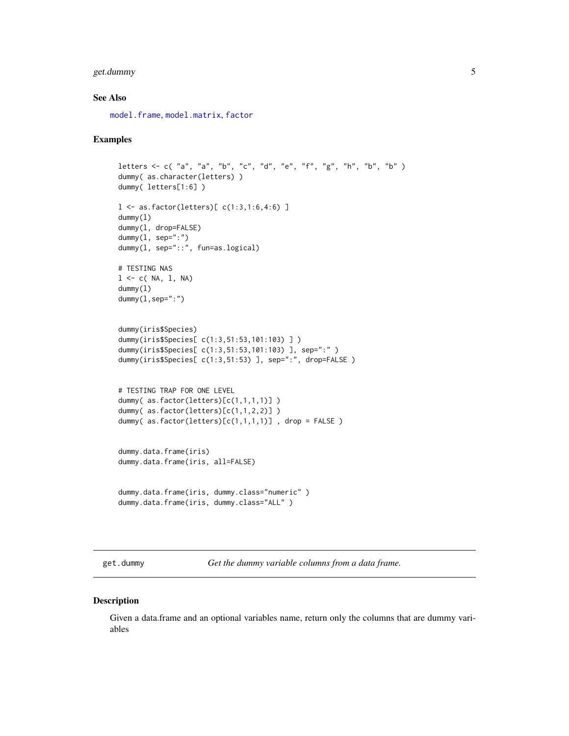### See Also

model.frame, model.matrix, factor

### Examples

```
letters <- c( "a", "a", "b", "c", "d", "e", "f", "g", "h", "b", "b" )
dummy( as.character(letters) )
dummy( letters[1:6] )

l <- as.factor(letters)[ c(1:3,1:6,4:6) ]
dummy(l)
dummy(l, drop=FALSE)
dummy(l, sep=":")
dummy(l, sep="::", fun=as.logical)

# TESTING NAS
l <- c( NA, l, NA)
dummy(l)
dummy(l,sep=":")


dummy(iris$Species)
dummy(iris$Species[ c(1:3,51:53,101:103) ] )
dummy(iris$Species[ c(1:3,51:53,101:103) ], sep=":" )
dummy(iris$Species[ c(1:3,51:53) ], sep=":", drop=FALSE )


# TESTING TRAP FOR ONE LEVEL
dummy( as.factor(letters)[c(1,1,1,1)] )
dummy( as.factor(letters)[c(1,1,2,2)] )
dummy( as.factor(letters)[c(1,1,1,1)] , drop = FALSE )


dummy.data.frame(iris)
dummy.data.frame(iris, all=FALSE)


dummy.data.frame(iris, dummy.class="numeric" )
dummy.data.frame(iris, dummy.class="ALL" )
```

---

## get.dummy — *Get the dummy variable columns from a data frame.*

### Description

Given a data.frame and an optional variables name, return only the columns that are dummy variables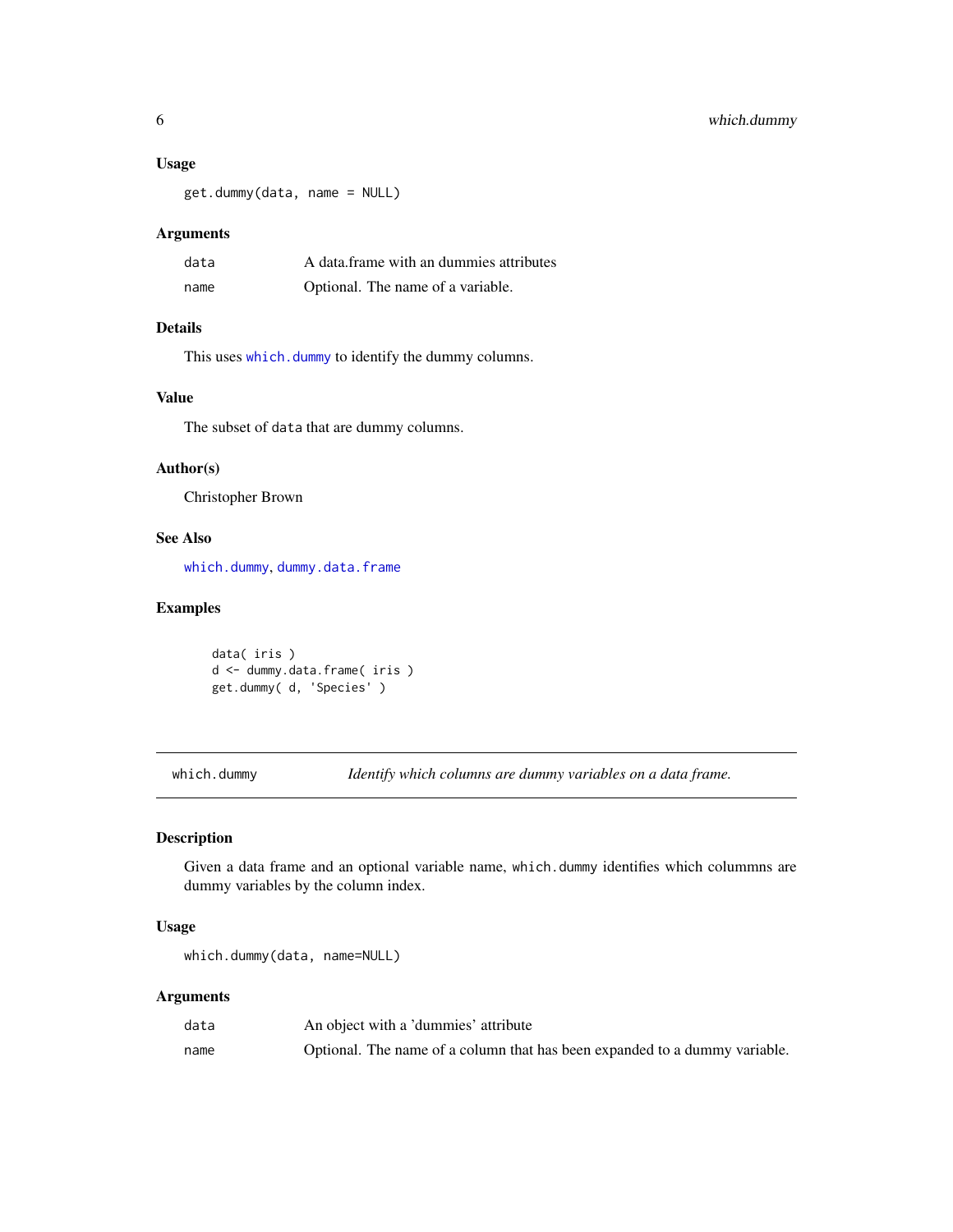### Usage

```
get.dummy(data, name = NULL)
```

### Arguments

| | |
|---|---|
| data | A data.frame with an dummies attributes |
| name | Optional. The name of a variable. |

### Details

This uses `which.dummy` to identify the dummy columns.

### Value

The subset of `data` that are dummy columns.

### Author(s)

Christopher Brown

### See Also

`which.dummy`, `dummy.data.frame`

### Examples

```
data( iris )
d <- dummy.data.frame( iris )
get.dummy( d, 'Species' )
```

---

## `which.dummy` *Identify which columns are dummy variables on a data frame.*

---

### Description

Given a data frame and an optional variable name, `which.dummy` identifies which colummns are dummy variables by the column index.

### Usage

```
which.dummy(data, name=NULL)
```

### Arguments

| | |
|---|---|
| data | An object with a 'dummies' attribute |
| name | Optional. The name of a column that has been expanded to a dummy variable. |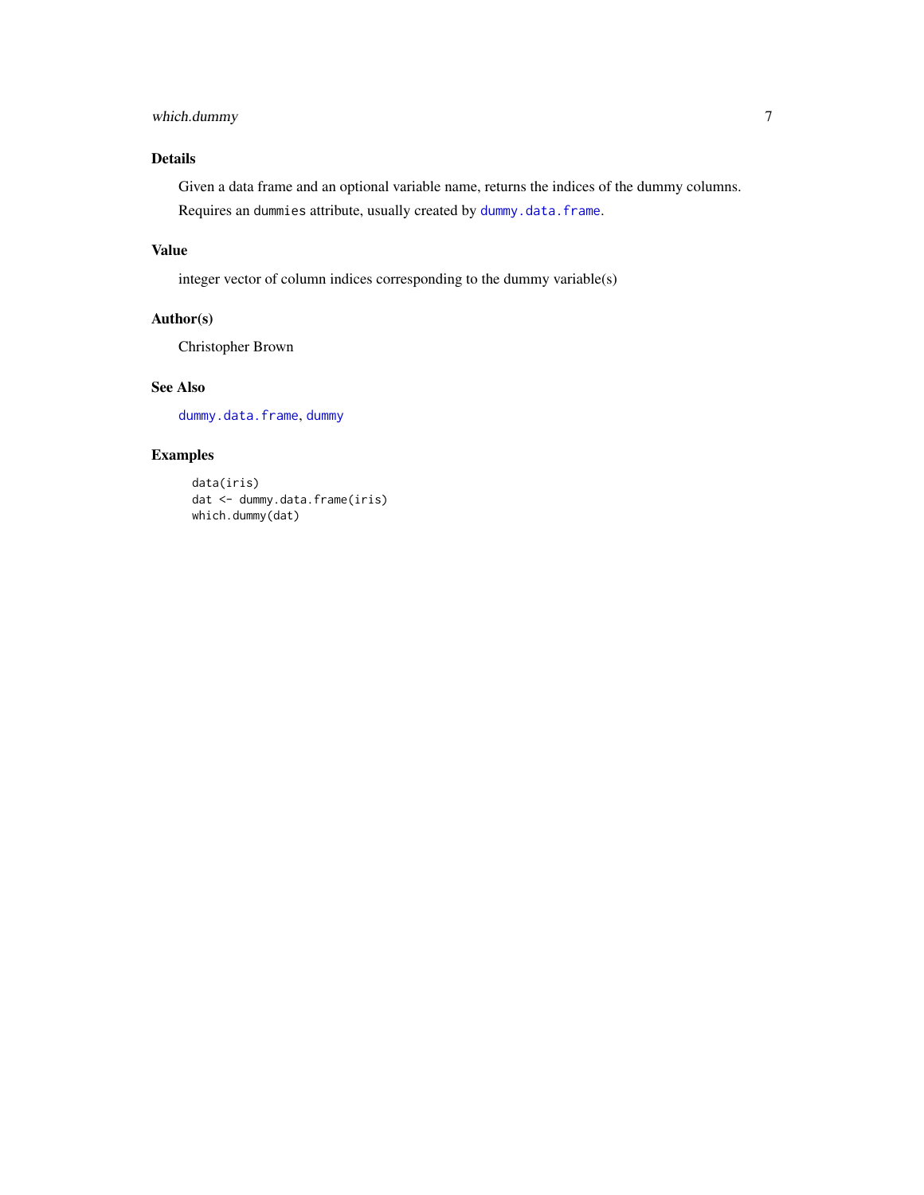## Details

Given a data frame and an optional variable name, returns the indices of the dummy columns.

Requires an `dummies` attribute, usually created by `dummy.data.frame`.

## Value

integer vector of column indices corresponding to the dummy variable(s)

## Author(s)

Christopher Brown

## See Also

`dummy.data.frame`, `dummy`

## Examples

```
data(iris)
dat <- dummy.data.frame(iris)
which.dummy(dat)
```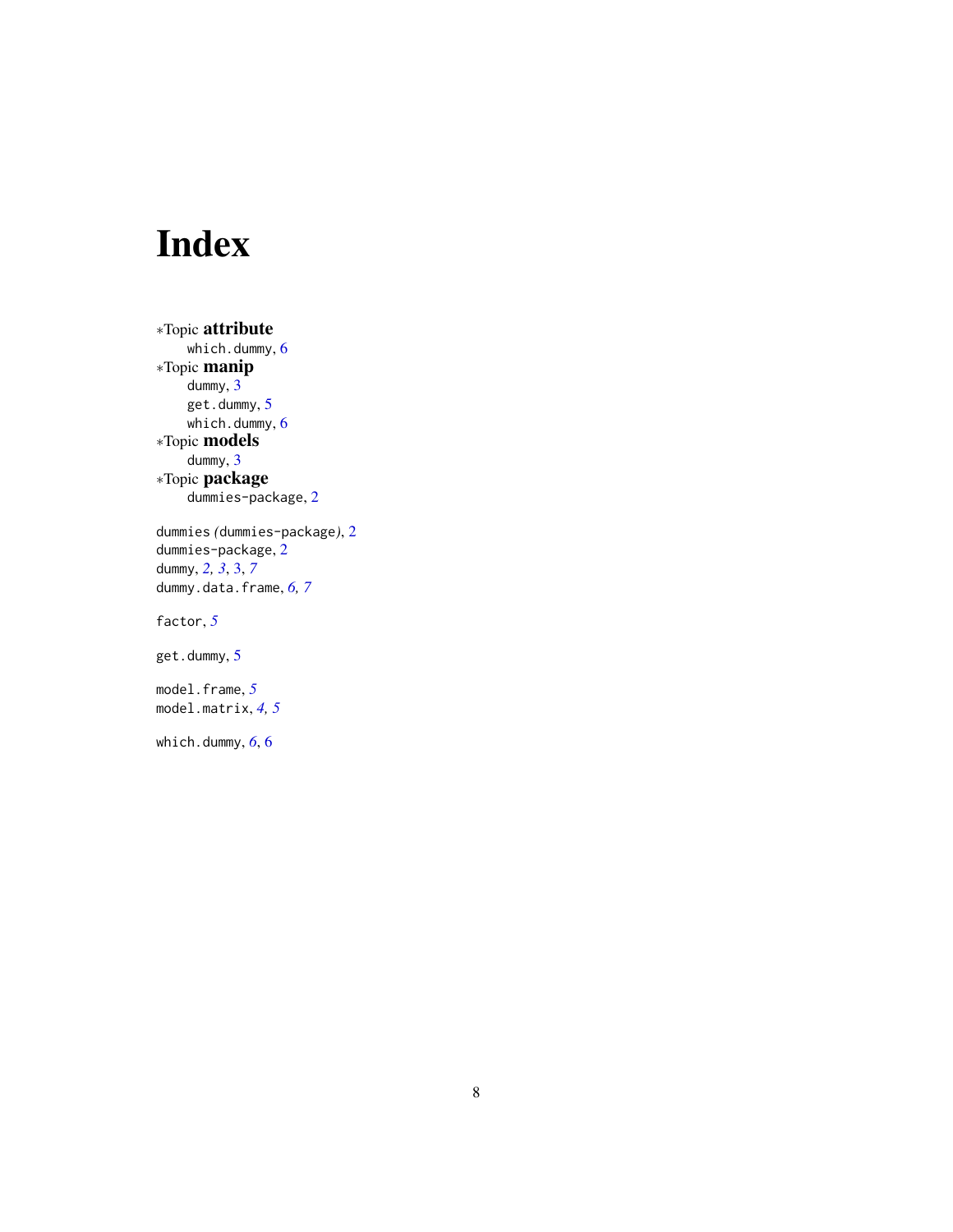# Index

∗Topic **attribute**
  which.dummy, 6

∗Topic **manip**
  dummy, 3
  get.dummy, 5
  which.dummy, 6

∗Topic **models**
  dummy, 3

∗Topic **package**
  dummies-package, 2

dummies *(*dummies-package*)*, 2
dummies-package, 2
dummy, *2, 3*, 3, *7*
dummy.data.frame, *6, 7*

factor, *5*

get.dummy, 5

model.frame, *5*
model.matrix, *4, 5*

which.dummy, *6*, 6